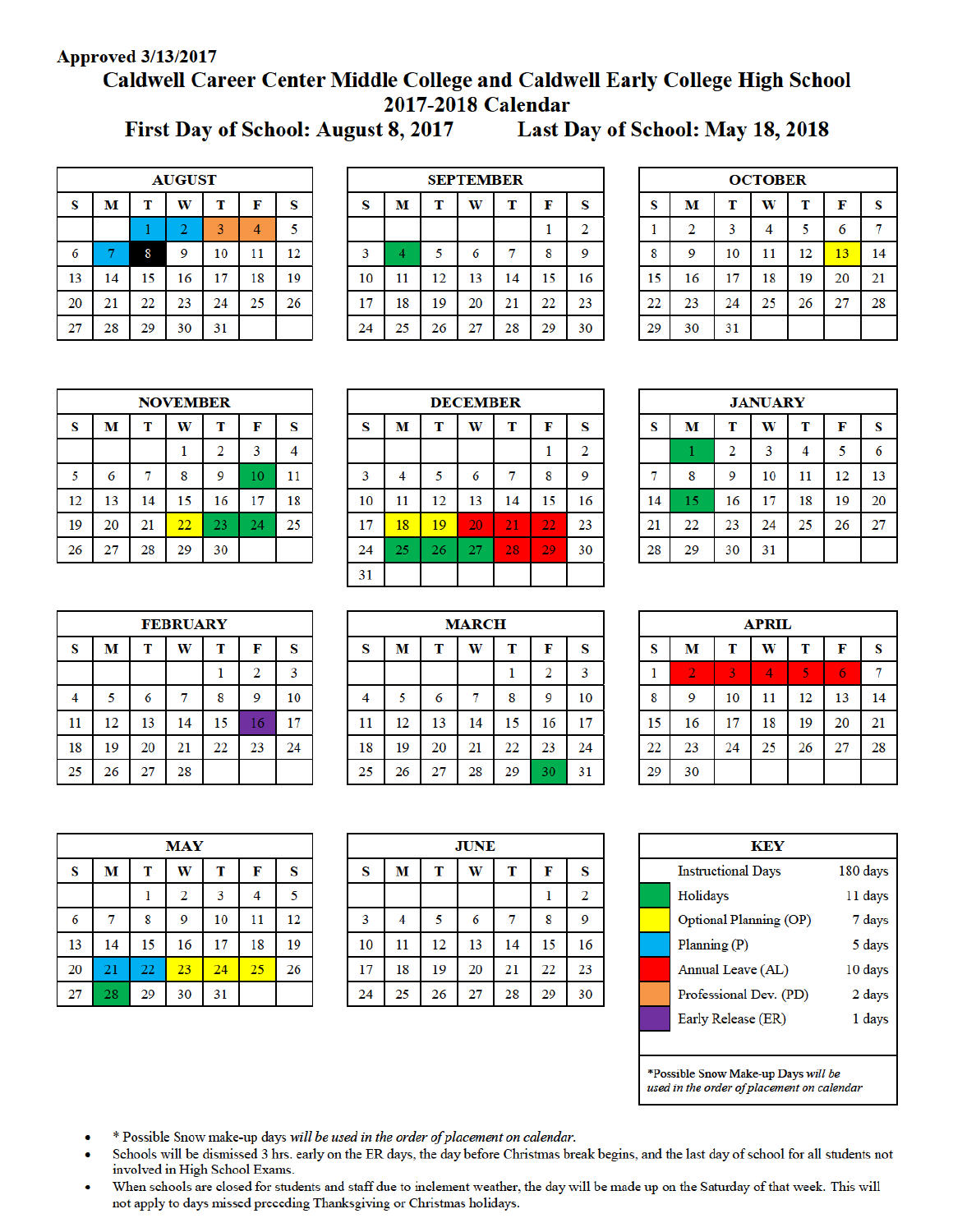Approved 3/13/2017

# Caldwell Career Center Middle College and Caldwell Early College High School

## 2017-2018 Calendar

**First Day of School: August 8, 2017 Last Day of School: May 18, 2018**

### AUGUST

| S | M | T | W | T | F | S |
|---|---|---|---|---|---|---|
| | | 1 | 2 | 3 | 4 | 5 |
| 6 | 7 | 8 | 9 | 10 | 11 | 12 |
| 13 | 14 | 15 | 16 | 17 | 18 | 19 |
| 20 | 21 | 22 | 23 | 24 | 25 | 26 |
| 27 | 28 | 29 | 30 | 31 | | |

### SEPTEMBER

| S | M | T | W | T | F | S |
|---|---|---|---|---|---|---|
| | | | | | 1 | 2 |
| 3 | 4 | 5 | 6 | 7 | 8 | 9 |
| 10 | 11 | 12 | 13 | 14 | 15 | 16 |
| 17 | 18 | 19 | 20 | 21 | 22 | 23 |
| 24 | 25 | 26 | 27 | 28 | 29 | 30 |

### OCTOBER

| S | M | T | W | T | F | S |
|---|---|---|---|---|---|---|
| 1 | 2 | 3 | 4 | 5 | 6 | 7 |
| 8 | 9 | 10 | 11 | 12 | 13 | 14 |
| 15 | 16 | 17 | 18 | 19 | 20 | 21 |
| 22 | 23 | 24 | 25 | 26 | 27 | 28 |
| 29 | 30 | 31 | | | | |

### NOVEMBER

| S | M | T | W | T | F | S |
|---|---|---|---|---|---|---|
| | | | 1 | 2 | 3 | 4 |
| 5 | 6 | 7 | 8 | 9 | 10 | 11 |
| 12 | 13 | 14 | 15 | 16 | 17 | 18 |
| 19 | 20 | 21 | 22 | 23 | 24 | 25 |
| 26 | 27 | 28 | 29 | 30 | | |

### DECEMBER

| S | M | T | W | T | F | S |
|---|---|---|---|---|---|---|
| | | | | | 1 | 2 |
| 3 | 4 | 5 | 6 | 7 | 8 | 9 |
| 10 | 11 | 12 | 13 | 14 | 15 | 16 |
| 17 | 18 | 19 | 20 | 21 | 22 | 23 |
| 24 | 25 | 26 | 27 | 28 | 29 | 30 |
| 31 | | | | | | |

### JANUARY

| S | M | T | W | T | F | S |
|---|---|---|---|---|---|---|
| | 1 | 2 | 3 | 4 | 5 | 6 |
| 7 | 8 | 9 | 10 | 11 | 12 | 13 |
| 14 | 15 | 16 | 17 | 18 | 19 | 20 |
| 21 | 22 | 23 | 24 | 25 | 26 | 27 |
| 28 | 29 | 30 | 31 | | | |

### FEBRUARY

| S | M | T | W | T | F | S |
|---|---|---|---|---|---|---|
| | | | | 1 | 2 | 3 |
| 4 | 5 | 6 | 7 | 8 | 9 | 10 |
| 11 | 12 | 13 | 14 | 15 | 16 | 17 |
| 18 | 19 | 20 | 21 | 22 | 23 | 24 |
| 25 | 26 | 27 | 28 | | | |

### MARCH

| S | M | T | W | T | F | S |
|---|---|---|---|---|---|---|
| | | | | 1 | 2 | 3 |
| 4 | 5 | 6 | 7 | 8 | 9 | 10 |
| 11 | 12 | 13 | 14 | 15 | 16 | 17 |
| 18 | 19 | 20 | 21 | 22 | 23 | 24 |
| 25 | 26 | 27 | 28 | 29 | 30 | 31 |

### APRIL

| S | M | T | W | T | F | S |
|---|---|---|---|---|---|---|
| 1 | 2 | 3 | 4 | 5 | 6 | 7 |
| 8 | 9 | 10 | 11 | 12 | 13 | 14 |
| 15 | 16 | 17 | 18 | 19 | 20 | 21 |
| 22 | 23 | 24 | 25 | 26 | 27 | 28 |
| 29 | 30 | | | | | |

### MAY

| S | M | T | W | T | F | S |
|---|---|---|---|---|---|---|
| | | 1 | 2 | 3 | 4 | 5 |
| 6 | 7 | 8 | 9 | 10 | 11 | 12 |
| 13 | 14 | 15 | 16 | 17 | 18 | 19 |
| 20 | 21 | 22 | 23 | 24 | 25 | 26 |
| 27 | 28 | 29 | 30 | 31 | | |

### JUNE

| S | M | T | W | T | F | S |
|---|---|---|---|---|---|---|
| | | | | | 1 | 2 |
| 3 | 4 | 5 | 6 | 7 | 8 | 9 |
| 10 | 11 | 12 | 13 | 14 | 15 | 16 |
| 17 | 18 | 19 | 20 | 21 | 22 | 23 |
| 24 | 25 | 26 | 27 | 28 | 29 | 30 |

### KEY

| | |
|---|---|
| Instructional Days | 180 days |
| Holidays | 11 days |
| Optional Planning (OP) | 7 days |
| Planning (P) | 5 days |
| Annual Leave (AL) | 10 days |
| Professional Dev. (PD) | 2 days |
| Early Release (ER) | 1 days |

*Possible Snow Make-up Days *will be used in the order of placement on calendar*

- * Possible Snow make-up days *will be used in the order of placement on calendar.*
- Schools will be dismissed 3 hrs. early on the ER days, the day before Christmas break begins, and the last day of school for all students not involved in High School Exams.
- When schools are closed for students and staff due to inclement weather, the day will be made up on the Saturday of that week. This will not apply to days missed preceding Thanksgiving or Christmas holidays.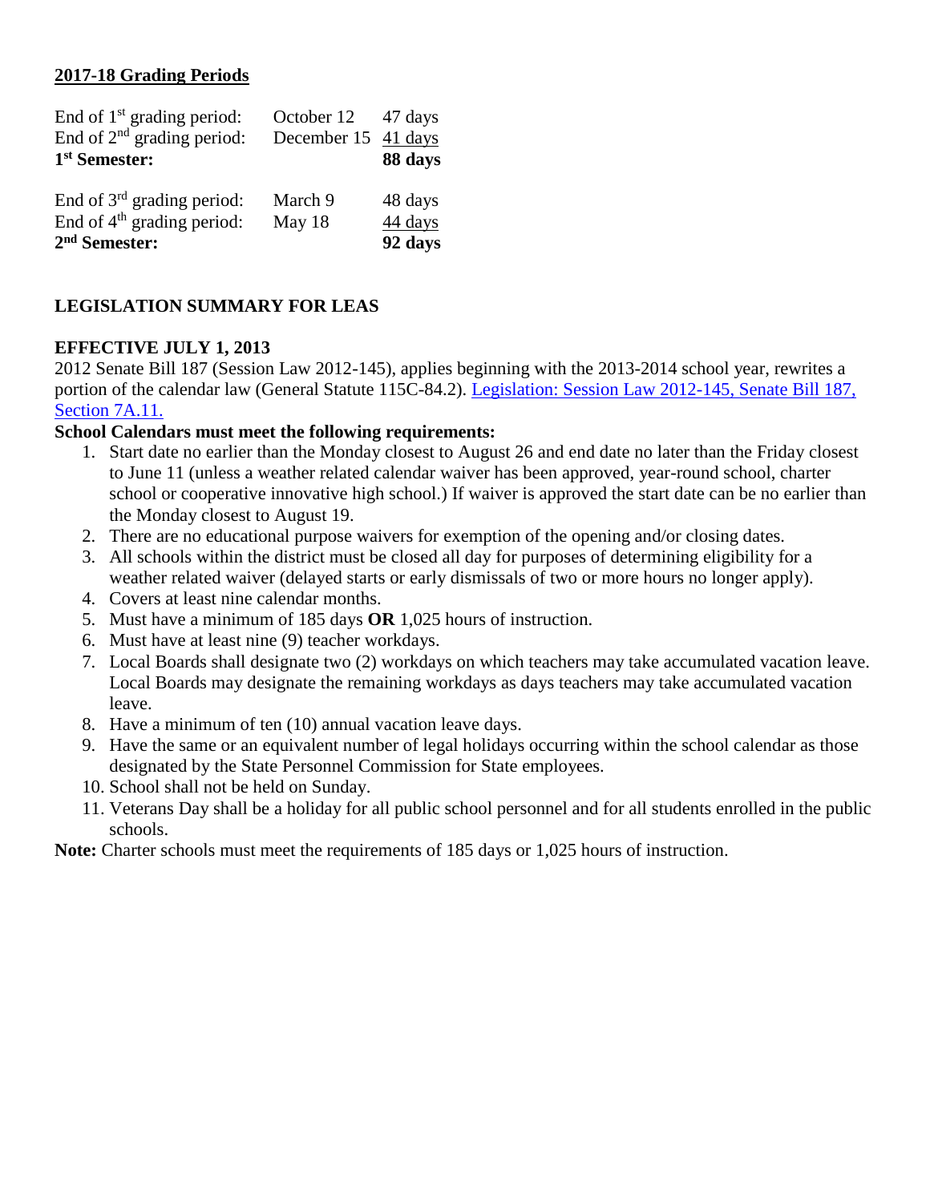## 2017-18 Grading Periods

| | | |
|---|---|---|
| End of 1st grading period: | October 12 | 47 days |
| End of 2nd grading period: | December 15 | 41 days |
| **1st Semester:** | | **88 days** |
| End of 3rd grading period: | March 9 | 48 days |
| End of 4th grading period: | May 18 | 44 days |
| **2nd Semester:** | | **92 days** |

## LEGISLATION SUMMARY FOR LEAS

### EFFECTIVE JULY 1, 2013

2012 Senate Bill 187 (Session Law 2012-145), applies beginning with the 2013-2014 school year, rewrites a portion of the calendar law (General Statute 115C-84.2). Legislation: Session Law 2012-145, Senate Bill 187, Section 7A.11.

**School Calendars must meet the following requirements:**

1. Start date no earlier than the Monday closest to August 26 and end date no later than the Friday closest to June 11 (unless a weather related calendar waiver has been approved, year-round school, charter school or cooperative innovative high school.) If waiver is approved the start date can be no earlier than the Monday closest to August 19.
2. There are no educational purpose waivers for exemption of the opening and/or closing dates.
3. All schools within the district must be closed all day for purposes of determining eligibility for a weather related waiver (delayed starts or early dismissals of two or more hours no longer apply).
4. Covers at least nine calendar months.
5. Must have a minimum of 185 days **OR** 1,025 hours of instruction.
6. Must have at least nine (9) teacher workdays.
7. Local Boards shall designate two (2) workdays on which teachers may take accumulated vacation leave. Local Boards may designate the remaining workdays as days teachers may take accumulated vacation leave.
8. Have a minimum of ten (10) annual vacation leave days.
9. Have the same or an equivalent number of legal holidays occurring within the school calendar as those designated by the State Personnel Commission for State employees.
10. School shall not be held on Sunday.
11. Veterans Day shall be a holiday for all public school personnel and for all students enrolled in the public schools.

**Note:** Charter schools must meet the requirements of 185 days or 1,025 hours of instruction.